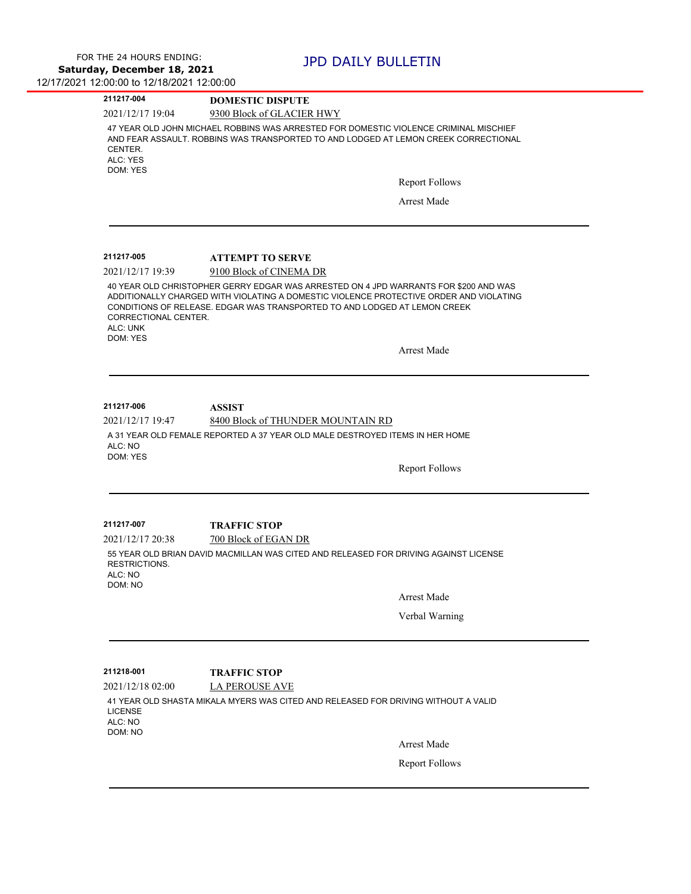# JPD DAILY BULLETIN

FOR THE 24 HOURS ENDING:
**Saturday, December 18, 2021**
12/17/2021 12:00:00 to 12/18/2021 12:00:00

---

**211217-004** **DOMESTIC DISPUTE**

2021/12/17 19:04 9300 Block of GLACIER HWY

47 YEAR OLD JOHN MICHAEL ROBBINS WAS ARRESTED FOR DOMESTIC VIOLENCE CRIMINAL MISCHIEF AND FEAR ASSAULT. ROBBINS WAS TRANSPORTED TO AND LODGED AT LEMON CREEK CORRECTIONAL CENTER.
ALC: YES
DOM: YES

Report Follows

Arrest Made

---

**211217-005** **ATTEMPT TO SERVE**

2021/12/17 19:39 9100 Block of CINEMA DR

40 YEAR OLD CHRISTOPHER GERRY EDGAR WAS ARRESTED ON 4 JPD WARRANTS FOR $200 AND WAS ADDITIONALLY CHARGED WITH VIOLATING A DOMESTIC VIOLENCE PROTECTIVE ORDER AND VIOLATING CONDITIONS OF RELEASE. EDGAR WAS TRANSPORTED TO AND LODGED AT LEMON CREEK CORRECTIONAL CENTER.
ALC: UNK
DOM: YES

Arrest Made

---

**211217-006** **ASSIST**

2021/12/17 19:47 8400 Block of THUNDER MOUNTAIN RD

A 31 YEAR OLD FEMALE REPORTED A 37 YEAR OLD MALE DESTROYED ITEMS IN HER HOME
ALC: NO
DOM: YES

Report Follows

---

**211217-007** **TRAFFIC STOP**

2021/12/17 20:38 700 Block of EGAN DR

55 YEAR OLD BRIAN DAVID MACMILLAN WAS CITED AND RELEASED FOR DRIVING AGAINST LICENSE RESTRICTIONS.
ALC: NO
DOM: NO

Arrest Made

Verbal Warning

---

**211218-001** **TRAFFIC STOP**

2021/12/18 02:00 LA PEROUSE AVE

41 YEAR OLD SHASTA MIKALA MYERS WAS CITED AND RELEASED FOR DRIVING WITHOUT A VALID LICENSE
ALC: NO
DOM: NO

Arrest Made

Report Follows

---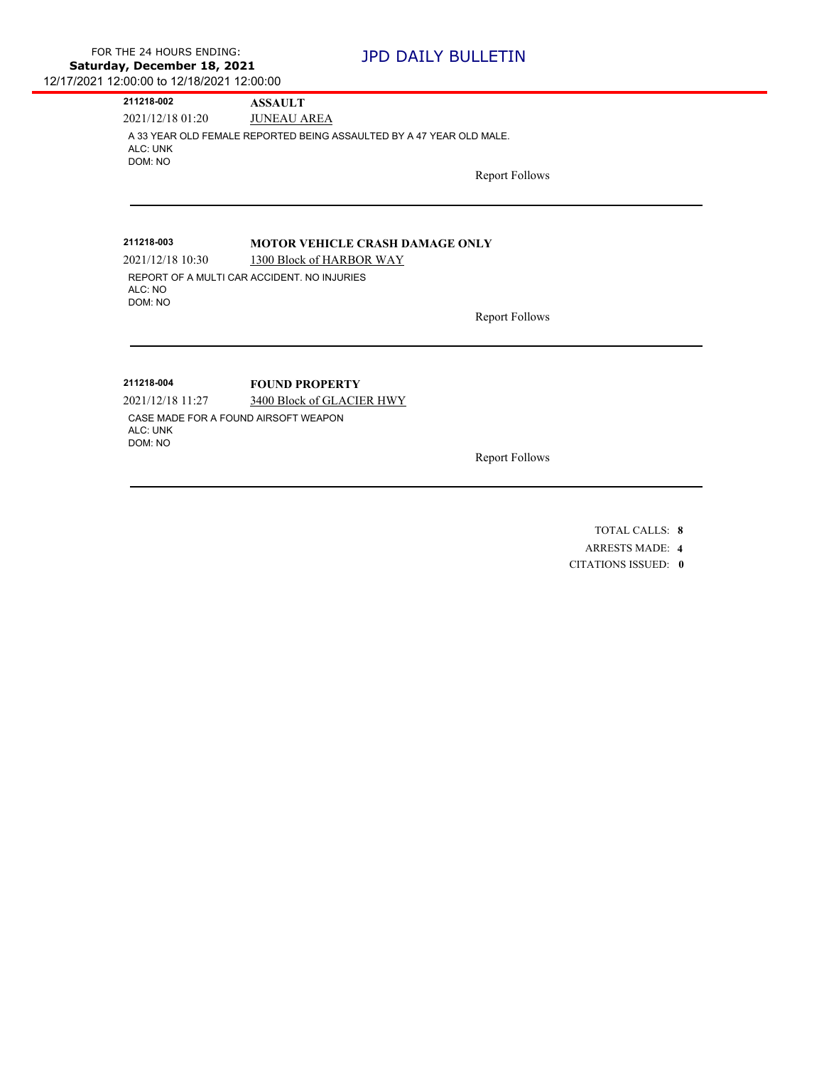FOR THE 24 HOURS ENDING:
**Saturday, December 18, 2021**
12/17/2021 12:00:00 to 12/18/2021 12:00:00

# JPD DAILY BULLETIN

---

**211218-002** **ASSAULT**

2021/12/18 01:20 JUNEAU AREA

A 33 YEAR OLD FEMALE REPORTED BEING ASSAULTED BY A 47 YEAR OLD MALE.
ALC: UNK
DOM: NO

Report Follows

---

**211218-003** **MOTOR VEHICLE CRASH DAMAGE ONLY**

2021/12/18 10:30 1300 Block of HARBOR WAY

REPORT OF A MULTI CAR ACCIDENT. NO INJURIES
ALC: NO
DOM: NO

Report Follows

---

**211218-004** **FOUND PROPERTY**

2021/12/18 11:27 3400 Block of GLACIER HWY

CASE MADE FOR A FOUND AIRSOFT WEAPON
ALC: UNK
DOM: NO

Report Follows

---

TOTAL CALLS: **8**
ARRESTS MADE: **4**
CITATIONS ISSUED: **0**